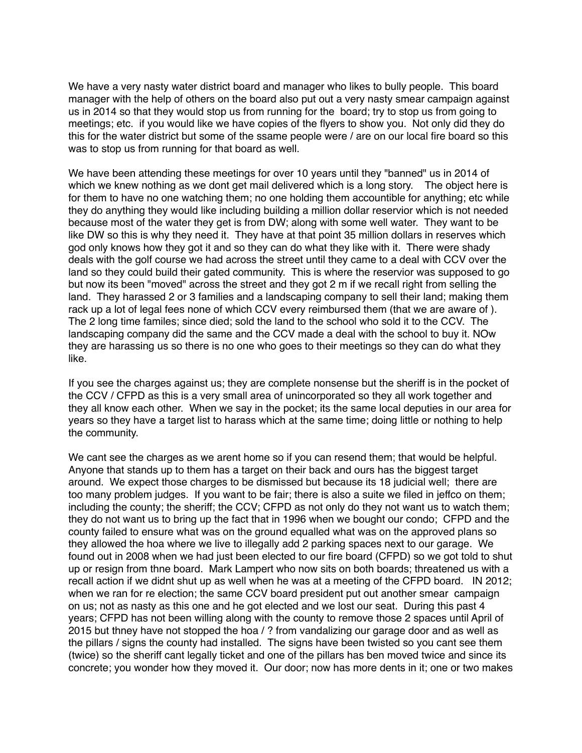We have a very nasty water district board and manager who likes to bully people. This board manager with the help of others on the board also put out a very nasty smear campaign against us in 2014 so that they would stop us from running for the board; try to stop us from going to meetings; etc. if you would like we have copies of the flyers to show you. Not only did they do this for the water district but some of the ssame people were / are on our local fire board so this was to stop us from running for that board as well.

We have been attending these meetings for over 10 years until they "banned" us in 2014 of which we knew nothing as we dont get mail delivered which is a long story. The object here is for them to have no one watching them; no one holding them accountible for anything; etc while they do anything they would like including building a million dollar reservior which is not needed because most of the water they get is from DW; along with some well water. They want to be like DW so this is why they need it. They have at that point 35 million dollars in reserves which god only knows how they got it and so they can do what they like with it. There were shady deals with the golf course we had across the street until they came to a deal with CCV over the land so they could build their gated community. This is where the reservior was supposed to go but now its been "moved" across the street and they got 2 m if we recall right from selling the land. They harassed 2 or 3 families and a landscaping company to sell their land; making them rack up a lot of legal fees none of which CCV every reimbursed them (that we are aware of ). The 2 long time familes; since died; sold the land to the school who sold it to the CCV. The landscaping company did the same and the CCV made a deal with the school to buy it. NOw they are harassing us so there is no one who goes to their meetings so they can do what they like.

If you see the charges against us; they are complete nonsense but the sheriff is in the pocket of the CCV / CFPD as this is a very small area of unincorporated so they all work together and they all know each other. When we say in the pocket; its the same local deputies in our area for years so they have a target list to harass which at the same time; doing little or nothing to help the community.

We cant see the charges as we arent home so if you can resend them; that would be helpful. Anyone that stands up to them has a target on their back and ours has the biggest target around. We expect those charges to be dismissed but because its 18 judicial well; there are too many problem judges. If you want to be fair; there is also a suite we filed in jeffco on them; including the county; the sheriff; the CCV; CFPD as not only do they not want us to watch them; they do not want us to bring up the fact that in 1996 when we bought our condo; CFPD and the county failed to ensure what was on the ground equalled what was on the approved plans so they allowed the hoa where we live to illegally add 2 parking spaces next to our garage. We found out in 2008 when we had just been elected to our fire board (CFPD) so we got told to shut up or resign from thne board. Mark Lampert who now sits on both boards; threatened us with a recall action if we didnt shut up as well when he was at a meeting of the CFPD board. IN 2012; when we ran for re election; the same CCV board president put out another smear campaign on us; not as nasty as this one and he got elected and we lost our seat. During this past 4 years; CFPD has not been willing along with the county to remove those 2 spaces until April of 2015 but thney have not stopped the hoa / ? from vandalizing our garage door and as well as the pillars / signs the county had installed. The signs have been twisted so you cant see them (twice) so the sheriff cant legally ticket and one of the pillars has ben moved twice and since its concrete; you wonder how they moved it. Our door; now has more dents in it; one or two makes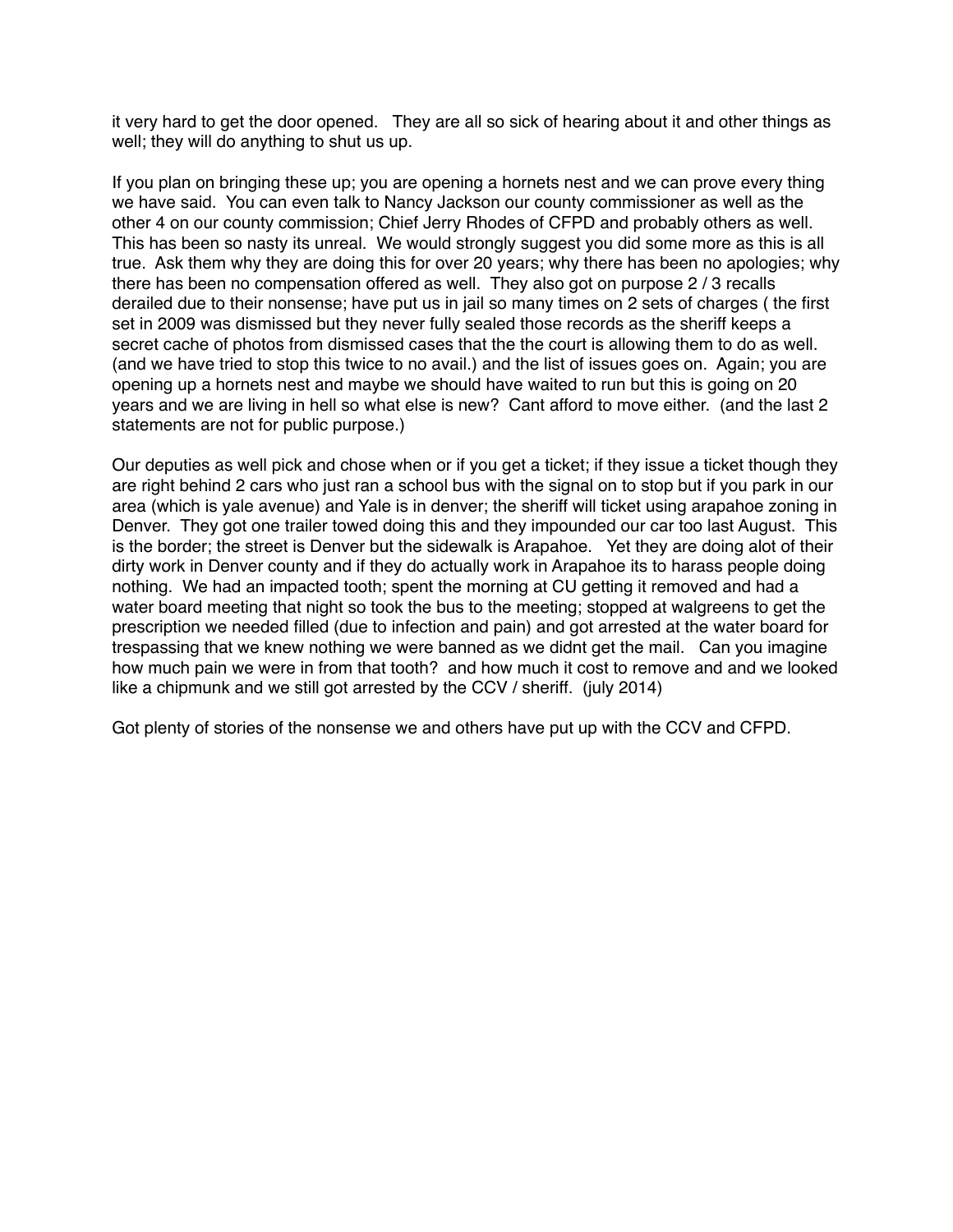it very hard to get the door opened. They are all so sick of hearing about it and other things as well; they will do anything to shut us up.

If you plan on bringing these up; you are opening a hornets nest and we can prove every thing we have said. You can even talk to Nancy Jackson our county commissioner as well as the other 4 on our county commission; Chief Jerry Rhodes of CFPD and probably others as well. This has been so nasty its unreal. We would strongly suggest you did some more as this is all true. Ask them why they are doing this for over 20 years; why there has been no apologies; why there has been no compensation offered as well. They also got on purpose 2 / 3 recalls derailed due to their nonsense; have put us in jail so many times on 2 sets of charges ( the first set in 2009 was dismissed but they never fully sealed those records as the sheriff keeps a secret cache of photos from dismissed cases that the the court is allowing them to do as well. (and we have tried to stop this twice to no avail.) and the list of issues goes on. Again; you are opening up a hornets nest and maybe we should have waited to run but this is going on 20 years and we are living in hell so what else is new? Cant afford to move either. (and the last 2 statements are not for public purpose.)

Our deputies as well pick and chose when or if you get a ticket; if they issue a ticket though they are right behind 2 cars who just ran a school bus with the signal on to stop but if you park in our area (which is yale avenue) and Yale is in denver; the sheriff will ticket using arapahoe zoning in Denver. They got one trailer towed doing this and they impounded our car too last August. This is the border; the street is Denver but the sidewalk is Arapahoe. Yet they are doing alot of their dirty work in Denver county and if they do actually work in Arapahoe its to harass people doing nothing. We had an impacted tooth; spent the morning at CU getting it removed and had a water board meeting that night so took the bus to the meeting; stopped at walgreens to get the prescription we needed filled (due to infection and pain) and got arrested at the water board for trespassing that we knew nothing we were banned as we didnt get the mail. Can you imagine how much pain we were in from that tooth? and how much it cost to remove and and we looked like a chipmunk and we still got arrested by the CCV / sheriff. (july 2014)

Got plenty of stories of the nonsense we and others have put up with the CCV and CFPD.